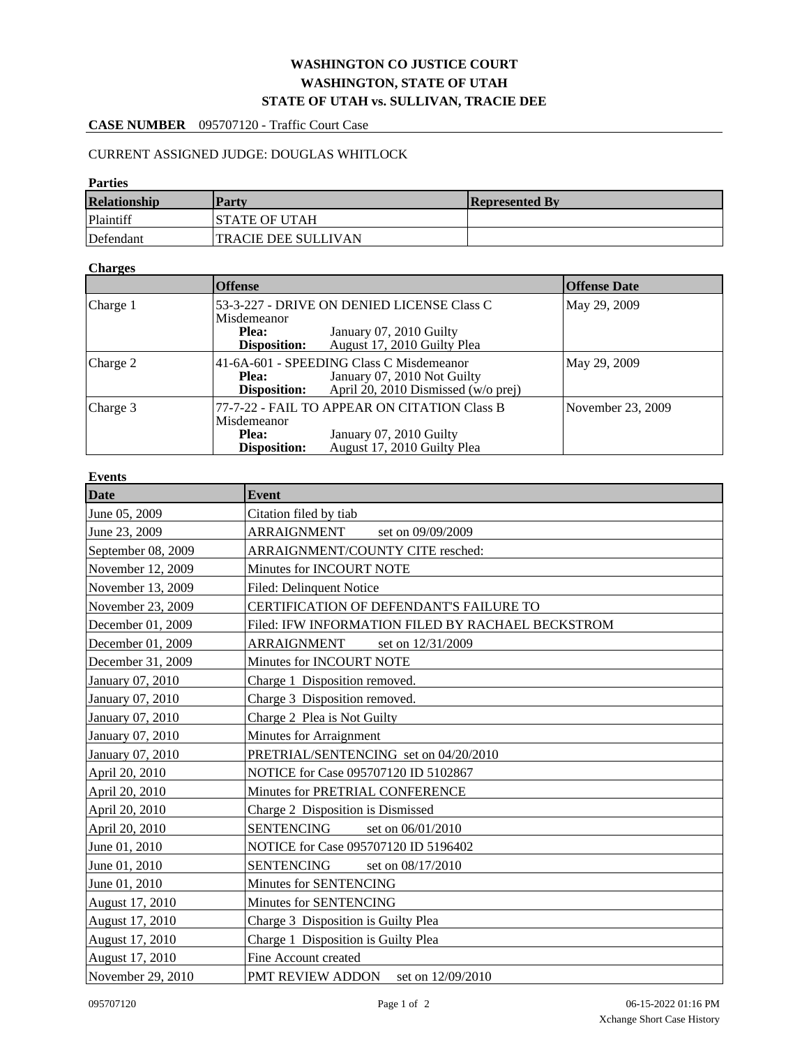# WASHINGTON CO JUSTICE COURT
## WASHINGTON, STATE OF UTAH
## STATE OF UTAH vs. SULLIVAN, TRACIE DEE

**CASE NUMBER** 095707120 - Traffic Court Case

CURRENT ASSIGNED JUDGE: DOUGLAS WHITLOCK

**Parties**

| Relationship | Party | Represented By |
|---|---|---|
| Plaintiff | STATE OF UTAH | |
| Defendant | TRACIE DEE SULLIVAN | |

**Charges**

| | Offense | Offense Date |
|---|---|---|
| Charge 1 | 53-3-227 - DRIVE ON DENIED LICENSE Class C Misdemeanor<br>**Plea:** January 07, 2010 Guilty<br>**Disposition:** August 17, 2010 Guilty Plea | May 29, 2009 |
| Charge 2 | 41-6A-601 - SPEEDING Class C Misdemeanor<br>**Plea:** January 07, 2010 Not Guilty<br>**Disposition:** April 20, 2010 Dismissed (w/o prej) | May 29, 2009 |
| Charge 3 | 77-7-22 - FAIL TO APPEAR ON CITATION Class B Misdemeanor<br>**Plea:** January 07, 2010 Guilty<br>**Disposition:** August 17, 2010 Guilty Plea | November 23, 2009 |

**Events**

| Date | Event |
|---|---|
| June 05, 2009 | Citation filed by tiab |
| June 23, 2009 | ARRAIGNMENT set on 09/09/2009 |
| September 08, 2009 | ARRAIGNMENT/COUNTY CITE resched: |
| November 12, 2009 | Minutes for INCOURT NOTE |
| November 13, 2009 | Filed: Delinquent Notice |
| November 23, 2009 | CERTIFICATION OF DEFENDANT'S FAILURE TO |
| December 01, 2009 | Filed: IFW INFORMATION FILED BY RACHAEL BECKSTROM |
| December 01, 2009 | ARRAIGNMENT set on 12/31/2009 |
| December 31, 2009 | Minutes for INCOURT NOTE |
| January 07, 2010 | Charge 1 Disposition removed. |
| January 07, 2010 | Charge 3 Disposition removed. |
| January 07, 2010 | Charge 2 Plea is Not Guilty |
| January 07, 2010 | Minutes for Arraignment |
| January 07, 2010 | PRETRIAL/SENTENCING set on 04/20/2010 |
| April 20, 2010 | NOTICE for Case 095707120 ID 5102867 |
| April 20, 2010 | Minutes for PRETRIAL CONFERENCE |
| April 20, 2010 | Charge 2 Disposition is Dismissed |
| April 20, 2010 | SENTENCING set on 06/01/2010 |
| June 01, 2010 | NOTICE for Case 095707120 ID 5196402 |
| June 01, 2010 | SENTENCING set on 08/17/2010 |
| June 01, 2010 | Minutes for SENTENCING |
| August 17, 2010 | Minutes for SENTENCING |
| August 17, 2010 | Charge 3 Disposition is Guilty Plea |
| August 17, 2010 | Charge 1 Disposition is Guilty Plea |
| August 17, 2010 | Fine Account created |
| November 29, 2010 | PMT REVIEW ADDON set on 12/09/2010 |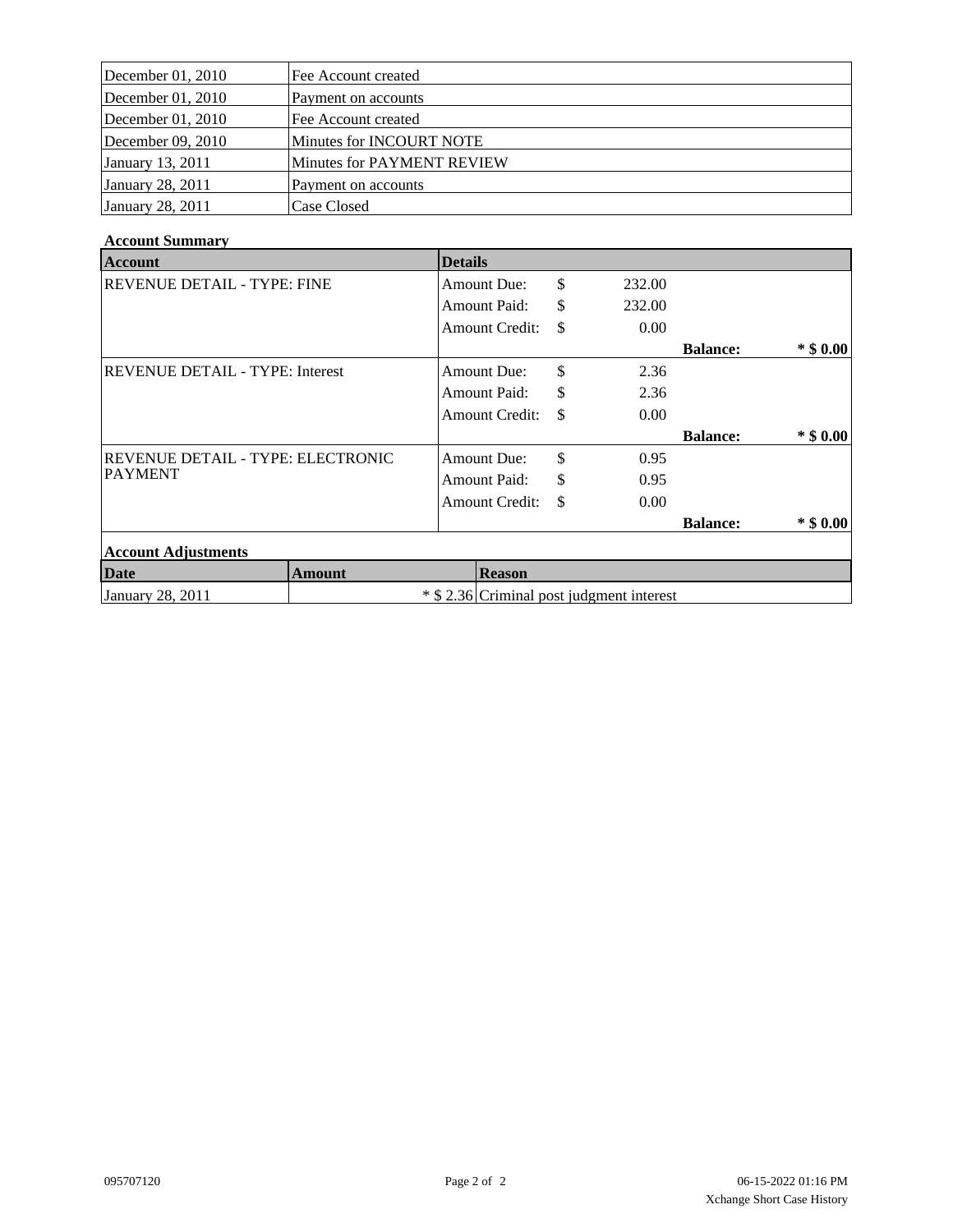| | |
|---|---|
| December 01, 2010 | Fee Account created |
| December 01, 2010 | Payment on accounts |
| December 01, 2010 | Fee Account created |
| December 09, 2010 | Minutes for INCOURT NOTE |
| January 13, 2011 | Minutes for PAYMENT REVIEW |
| January 28, 2011 | Payment on accounts |
| January 28, 2011 | Case Closed |

**Account Summary**

| Account | Details | | | | |
|---|---|---|---|---|---|
| REVENUE DETAIL - TYPE: FINE | Amount Due: | $ | 232.00 | | |
| | Amount Paid: | $ | 232.00 | | |
| | Amount Credit: | $ | 0.00 | | |
| | | | | **Balance:** | **\* $ 0.00** |
| REVENUE DETAIL - TYPE: Interest | Amount Due: | $ | 2.36 | | |
| | Amount Paid: | $ | 2.36 | | |
| | Amount Credit: | $ | 0.00 | | |
| | | | | **Balance:** | **\* $ 0.00** |
| REVENUE DETAIL - TYPE: ELECTRONIC PAYMENT | Amount Due: | $ | 0.95 | | |
| | Amount Paid: | $ | 0.95 | | |
| | Amount Credit: | $ | 0.00 | | |
| | | | | **Balance:** | **\* $ 0.00** |

**Account Adjustments**

| Date | Amount | Reason |
|---|---|---|
| January 28, 2011 | * $ 2.36 | Criminal post judgment interest |

095707120

06-15-2022 01:16 PM
Xchange Short Case History